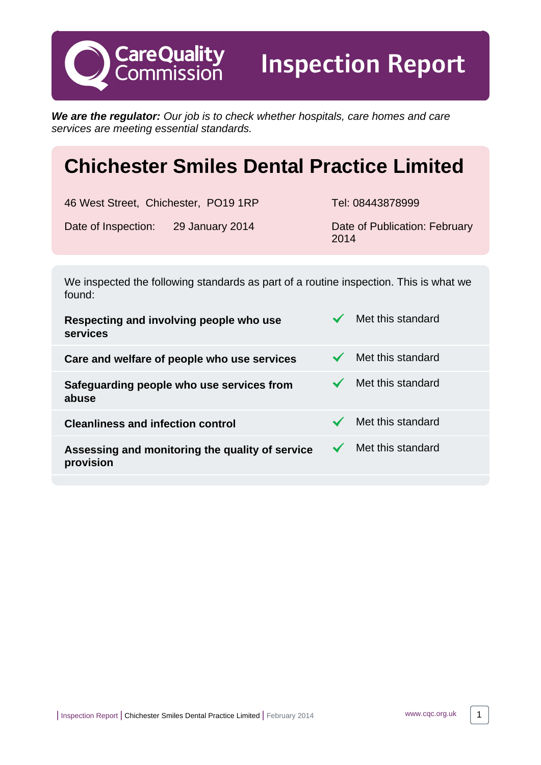# Inspection Report

***We are the regulator:*** *Our job is to check whether hospitals, care homes and care services are meeting essential standards.*

# Chichester Smiles Dental Practice Limited

46 West Street, Chichester, PO19 1RP

Tel: 08443878999

Date of Inspection: 29 January 2014

Date of Publication: February 2014

We inspected the following standards as part of a routine inspection. This is what we found:

| Standard | Outcome |
|---|---|
| **Respecting and involving people who use services** | ✓ Met this standard |
| **Care and welfare of people who use services** | ✓ Met this standard |
| **Safeguarding people who use services from abuse** | ✓ Met this standard |
| **Cleanliness and infection control** | ✓ Met this standard |
| **Assessing and monitoring the quality of service provision** | ✓ Met this standard |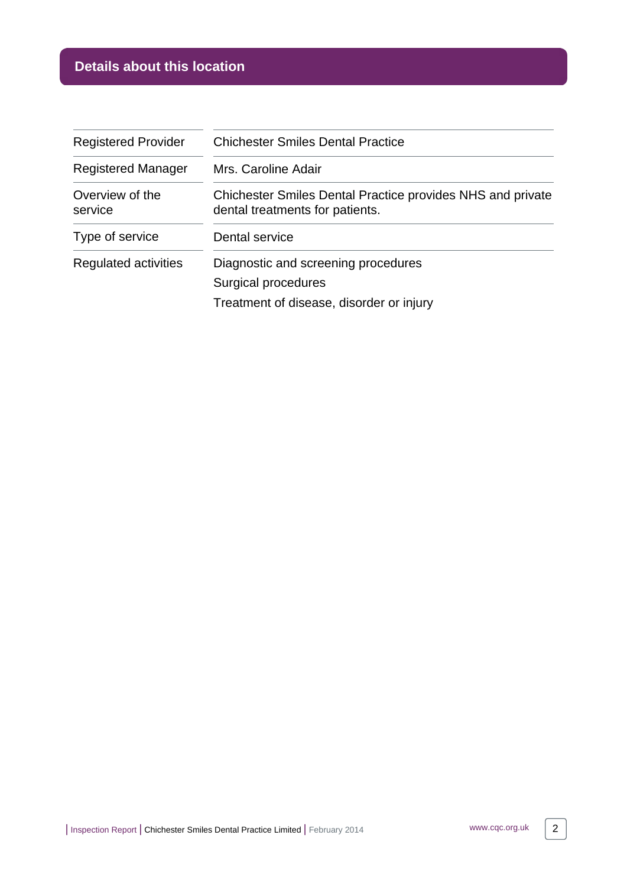## Details about this location

| | |
|---|---|
| Registered Provider | Chichester Smiles Dental Practice |
| Registered Manager | Mrs. Caroline Adair |
| Overview of the service | Chichester Smiles Dental Practice provides NHS and private dental treatments for patients. |
| Type of service | Dental service |
| Regulated activities | Diagnostic and screening procedures<br>Surgical procedures<br>Treatment of disease, disorder or injury |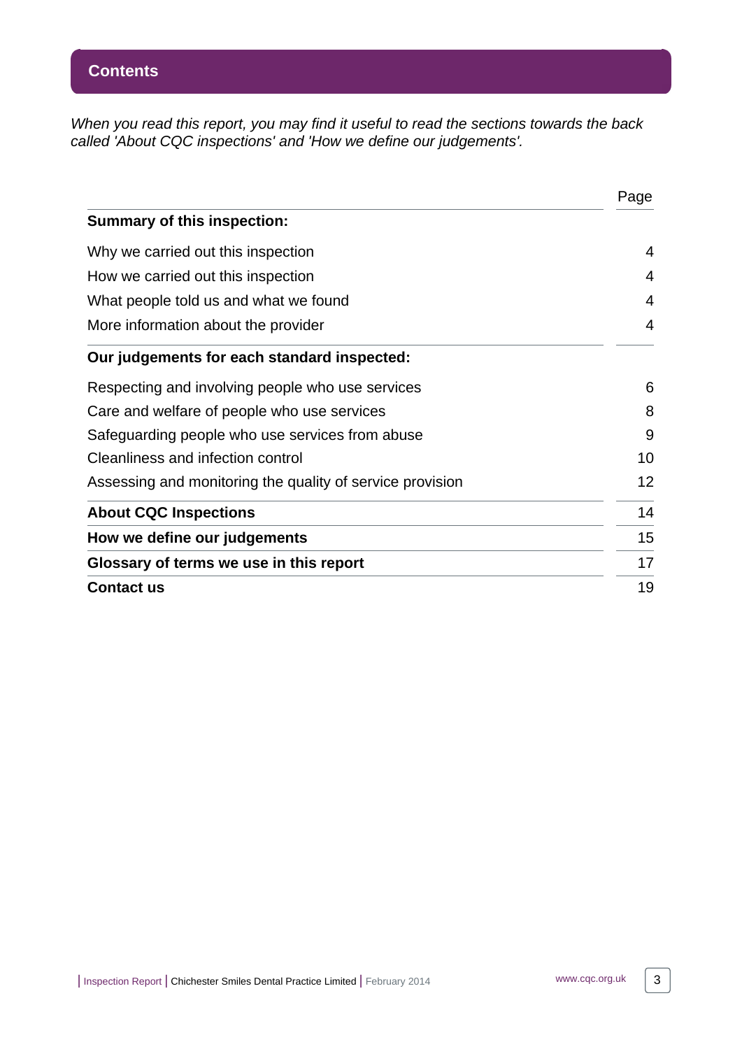## Contents

*When you read this report, you may find it useful to read the sections towards the back called 'About CQC inspections' and 'How we define our judgements'.*

| | Page |
|---|---|
| **Summary of this inspection:** | |
| Why we carried out this inspection | 4 |
| How we carried out this inspection | 4 |
| What people told us and what we found | 4 |
| More information about the provider | 4 |
| **Our judgements for each standard inspected:** | |
| Respecting and involving people who use services | 6 |
| Care and welfare of people who use services | 8 |
| Safeguarding people who use services from abuse | 9 |
| Cleanliness and infection control | 10 |
| Assessing and monitoring the quality of service provision | 12 |
| **About CQC Inspections** | 14 |
| **How we define our judgements** | 15 |
| **Glossary of terms we use in this report** | 17 |
| **Contact us** | 19 |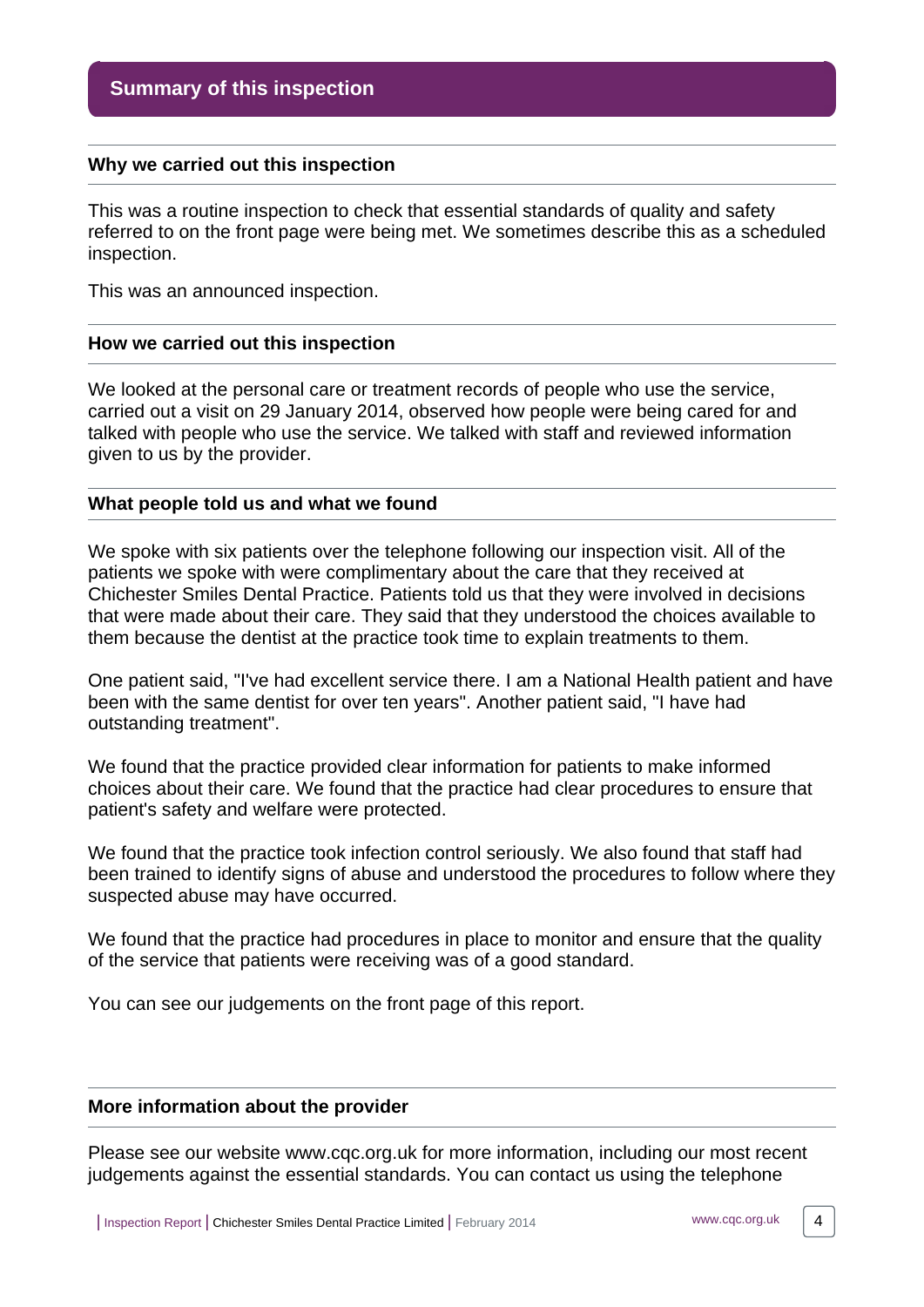## Summary of this inspection

### Why we carried out this inspection

This was a routine inspection to check that essential standards of quality and safety referred to on the front page were being met. We sometimes describe this as a scheduled inspection.

This was an announced inspection.

### How we carried out this inspection

We looked at the personal care or treatment records of people who use the service, carried out a visit on 29 January 2014, observed how people were being cared for and talked with people who use the service. We talked with staff and reviewed information given to us by the provider.

### What people told us and what we found

We spoke with six patients over the telephone following our inspection visit. All of the patients we spoke with were complimentary about the care that they received at Chichester Smiles Dental Practice. Patients told us that they were involved in decisions that were made about their care. They said that they understood the choices available to them because the dentist at the practice took time to explain treatments to them.

One patient said, "I've had excellent service there. I am a National Health patient and have been with the same dentist for over ten years". Another patient said, "I have had outstanding treatment".

We found that the practice provided clear information for patients to make informed choices about their care. We found that the practice had clear procedures to ensure that patient's safety and welfare were protected.

We found that the practice took infection control seriously. We also found that staff had been trained to identify signs of abuse and understood the procedures to follow where they suspected abuse may have occurred.

We found that the practice had procedures in place to monitor and ensure that the quality of the service that patients were receiving was of a good standard.

You can see our judgements on the front page of this report.

### More information about the provider

Please see our website www.cqc.org.uk for more information, including our most recent judgements against the essential standards. You can contact us using the telephone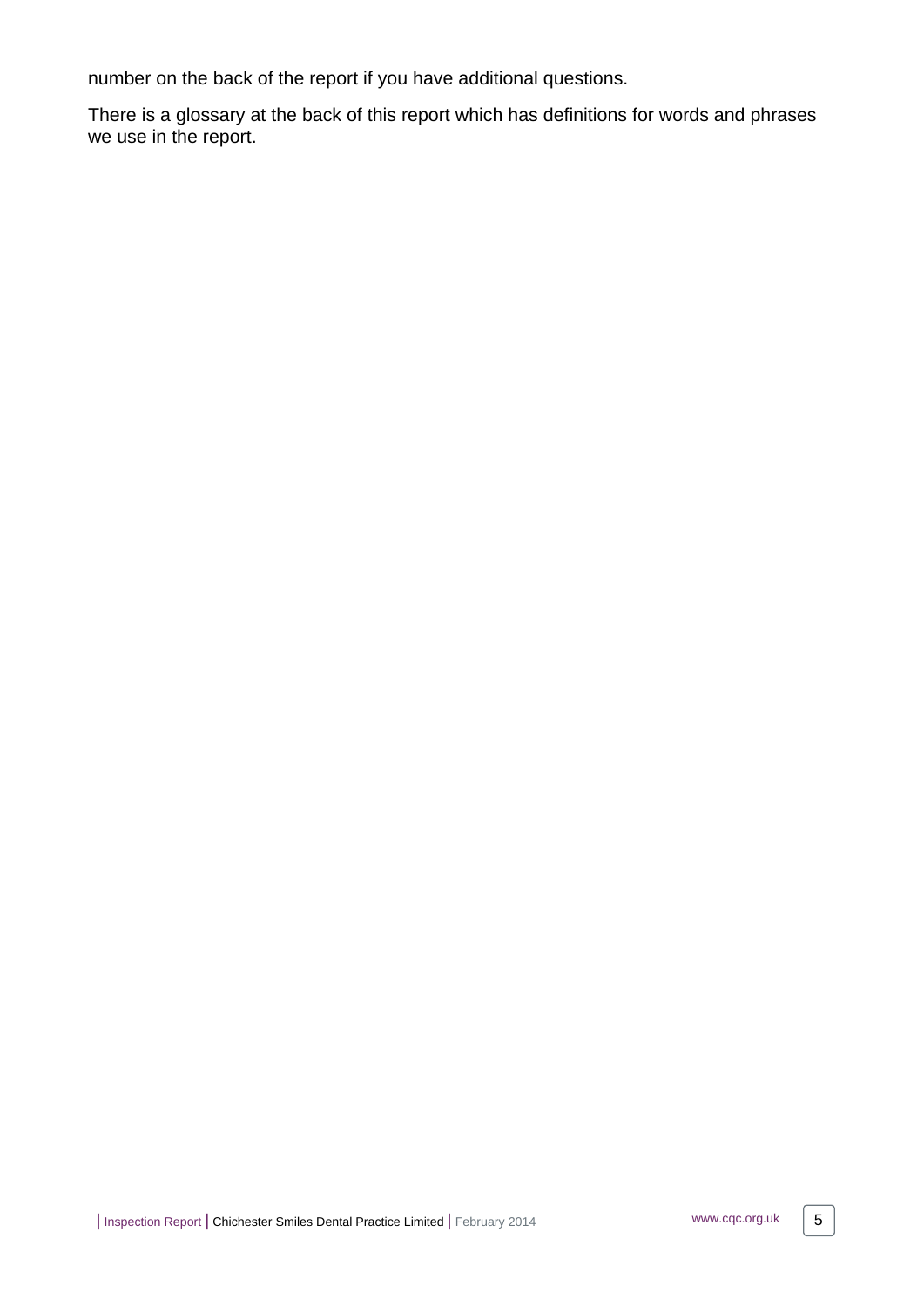number on the back of the report if you have additional questions.

There is a glossary at the back of this report which has definitions for words and phrases we use in the report.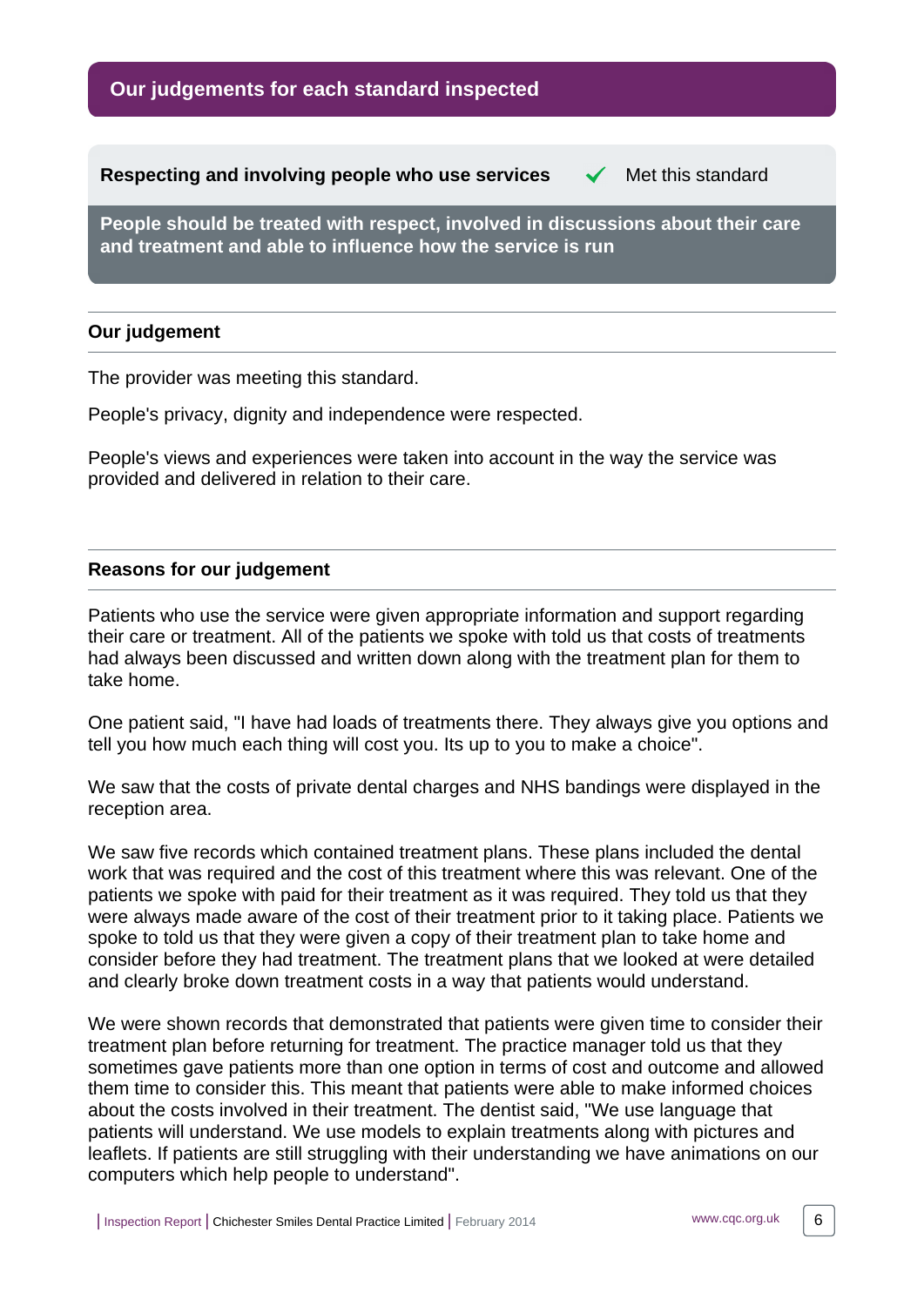## Our judgements for each standard inspected

### Respecting and involving people who use services ✓ Met this standard

**People should be treated with respect, involved in discussions about their care and treatment and able to influence how the service is run**

#### Our judgement

The provider was meeting this standard.

People's privacy, dignity and independence were respected.

People's views and experiences were taken into account in the way the service was provided and delivered in relation to their care.

#### Reasons for our judgement

Patients who use the service were given appropriate information and support regarding their care or treatment. All of the patients we spoke with told us that costs of treatments had always been discussed and written down along with the treatment plan for them to take home.

One patient said, "I have had loads of treatments there. They always give you options and tell you how much each thing will cost you. Its up to you to make a choice".

We saw that the costs of private dental charges and NHS bandings were displayed in the reception area.

We saw five records which contained treatment plans. These plans included the dental work that was required and the cost of this treatment where this was relevant. One of the patients we spoke with paid for their treatment as it was required. They told us that they were always made aware of the cost of their treatment prior to it taking place. Patients we spoke to told us that they were given a copy of their treatment plan to take home and consider before they had treatment. The treatment plans that we looked at were detailed and clearly broke down treatment costs in a way that patients would understand.

We were shown records that demonstrated that patients were given time to consider their treatment plan before returning for treatment. The practice manager told us that they sometimes gave patients more than one option in terms of cost and outcome and allowed them time to consider this. This meant that patients were able to make informed choices about the costs involved in their treatment. The dentist said, "We use language that patients will understand. We use models to explain treatments along with pictures and leaflets. If patients are still struggling with their understanding we have animations on our computers which help people to understand".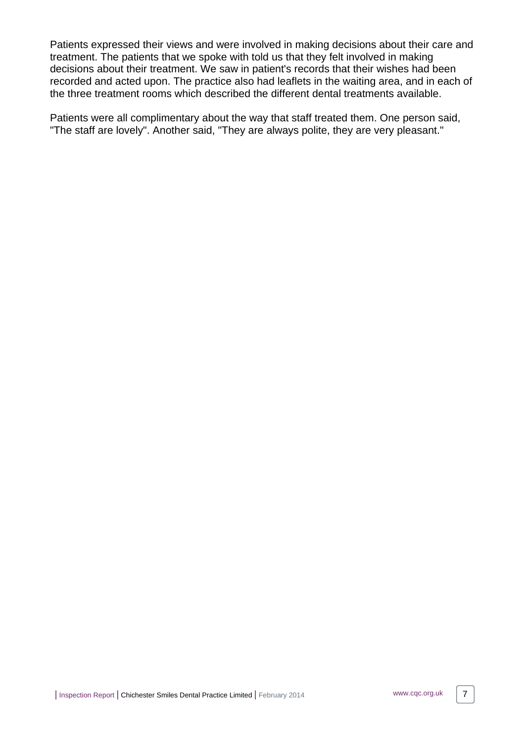Patients expressed their views and were involved in making decisions about their care and treatment. The patients that we spoke with told us that they felt involved in making decisions about their treatment. We saw in patient's records that their wishes had been recorded and acted upon. The practice also had leaflets in the waiting area, and in each of the three treatment rooms which described the different dental treatments available.

Patients were all complimentary about the way that staff treated them. One person said, "The staff are lovely". Another said, "They are always polite, they are very pleasant."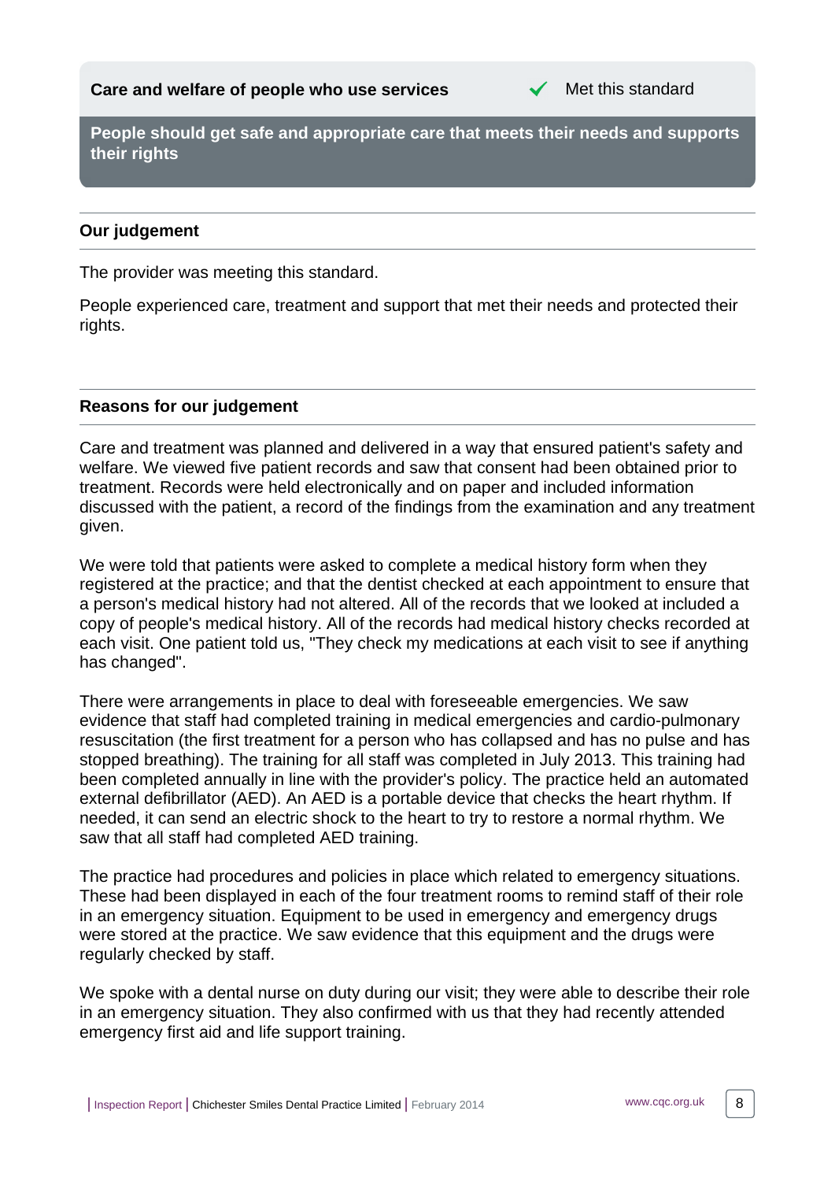## Care and welfare of people who use services ✔ Met this standard

**People should get safe and appropriate care that meets their needs and supports their rights**

### Our judgement

The provider was meeting this standard.

People experienced care, treatment and support that met their needs and protected their rights.

### Reasons for our judgement

Care and treatment was planned and delivered in a way that ensured patient's safety and welfare. We viewed five patient records and saw that consent had been obtained prior to treatment. Records were held electronically and on paper and included information discussed with the patient, a record of the findings from the examination and any treatment given.

We were told that patients were asked to complete a medical history form when they registered at the practice; and that the dentist checked at each appointment to ensure that a person's medical history had not altered. All of the records that we looked at included a copy of people's medical history. All of the records had medical history checks recorded at each visit. One patient told us, "They check my medications at each visit to see if anything has changed".

There were arrangements in place to deal with foreseeable emergencies. We saw evidence that staff had completed training in medical emergencies and cardio-pulmonary resuscitation (the first treatment for a person who has collapsed and has no pulse and has stopped breathing). The training for all staff was completed in July 2013. This training had been completed annually in line with the provider's policy. The practice held an automated external defibrillator (AED). An AED is a portable device that checks the heart rhythm. If needed, it can send an electric shock to the heart to try to restore a normal rhythm. We saw that all staff had completed AED training.

The practice had procedures and policies in place which related to emergency situations. These had been displayed in each of the four treatment rooms to remind staff of their role in an emergency situation. Equipment to be used in emergency and emergency drugs were stored at the practice. We saw evidence that this equipment and the drugs were regularly checked by staff.

We spoke with a dental nurse on duty during our visit; they were able to describe their role in an emergency situation. They also confirmed with us that they had recently attended emergency first aid and life support training.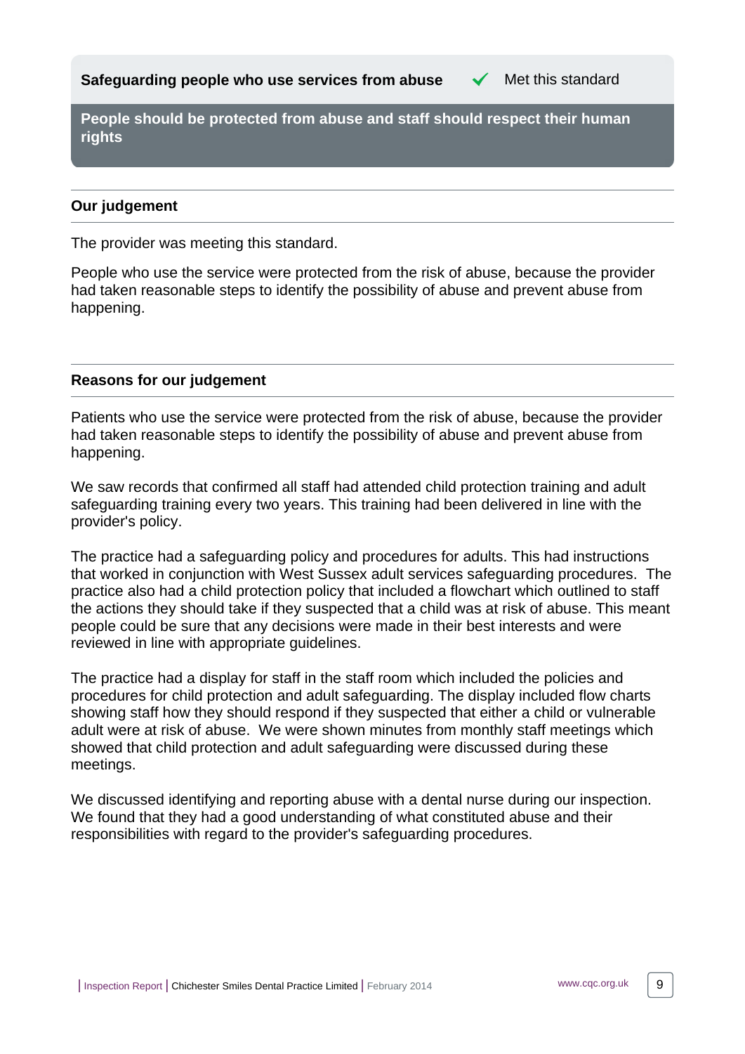**Safeguarding people who use services from abuse** ✓ Met this standard

**People should be protected from abuse and staff should respect their human rights**

## Our judgement

The provider was meeting this standard.

People who use the service were protected from the risk of abuse, because the provider had taken reasonable steps to identify the possibility of abuse and prevent abuse from happening.

## Reasons for our judgement

Patients who use the service were protected from the risk of abuse, because the provider had taken reasonable steps to identify the possibility of abuse and prevent abuse from happening.

We saw records that confirmed all staff had attended child protection training and adult safeguarding training every two years. This training had been delivered in line with the provider's policy.

The practice had a safeguarding policy and procedures for adults. This had instructions that worked in conjunction with West Sussex adult services safeguarding procedures. The practice also had a child protection policy that included a flowchart which outlined to staff the actions they should take if they suspected that a child was at risk of abuse. This meant people could be sure that any decisions were made in their best interests and were reviewed in line with appropriate guidelines.

The practice had a display for staff in the staff room which included the policies and procedures for child protection and adult safeguarding. The display included flow charts showing staff how they should respond if they suspected that either a child or vulnerable adult were at risk of abuse. We were shown minutes from monthly staff meetings which showed that child protection and adult safeguarding were discussed during these meetings.

We discussed identifying and reporting abuse with a dental nurse during our inspection. We found that they had a good understanding of what constituted abuse and their responsibilities with regard to the provider's safeguarding procedures.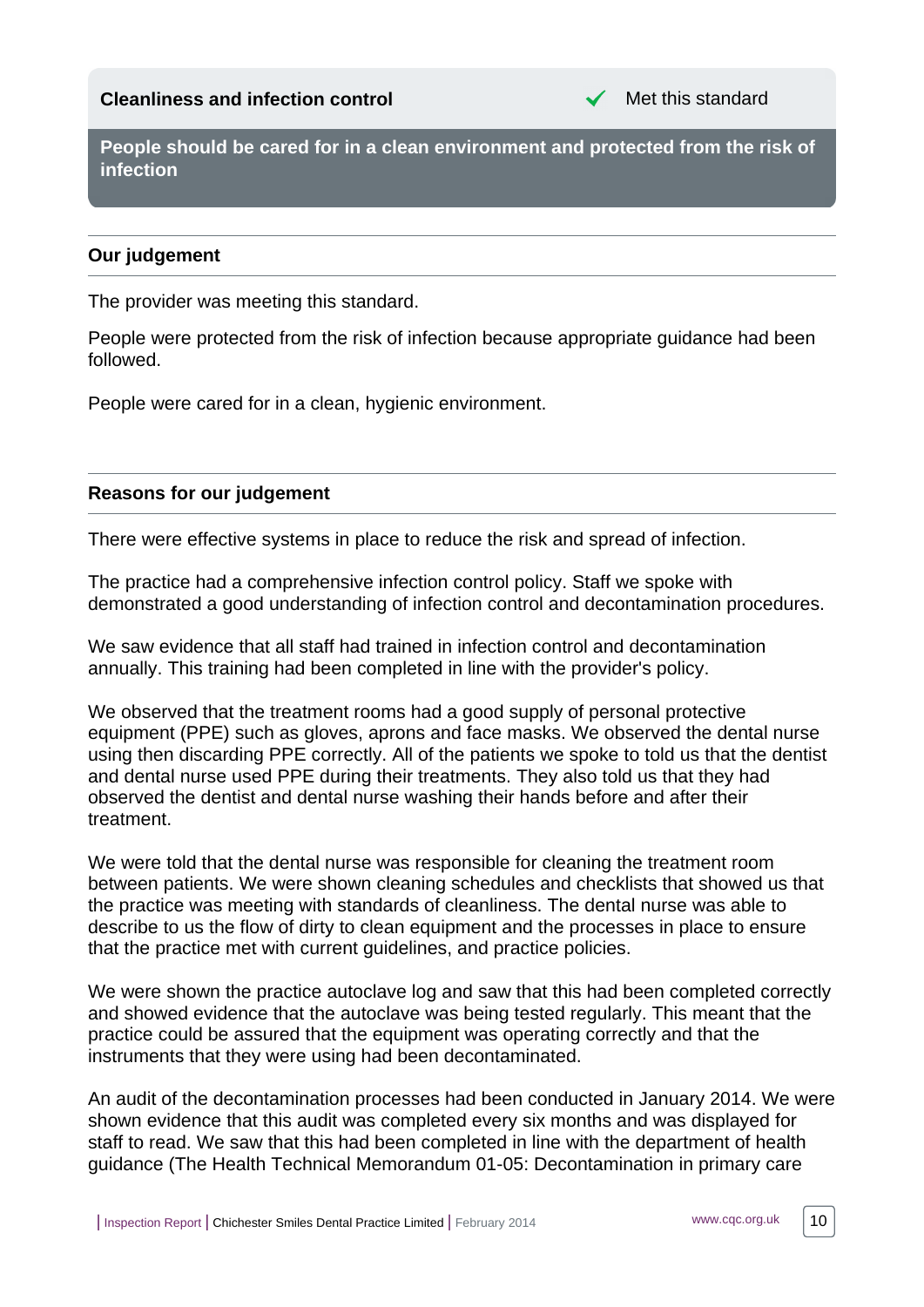**Cleanliness and infection control** ✔ Met this standard

**People should be cared for in a clean environment and protected from the risk of infection**

### Our judgement

The provider was meeting this standard.

People were protected from the risk of infection because appropriate guidance had been followed.

People were cared for in a clean, hygienic environment.

### Reasons for our judgement

There were effective systems in place to reduce the risk and spread of infection.

The practice had a comprehensive infection control policy. Staff we spoke with demonstrated a good understanding of infection control and decontamination procedures.

We saw evidence that all staff had trained in infection control and decontamination annually. This training had been completed in line with the provider's policy.

We observed that the treatment rooms had a good supply of personal protective equipment (PPE) such as gloves, aprons and face masks. We observed the dental nurse using then discarding PPE correctly. All of the patients we spoke to told us that the dentist and dental nurse used PPE during their treatments. They also told us that they had observed the dentist and dental nurse washing their hands before and after their treatment.

We were told that the dental nurse was responsible for cleaning the treatment room between patients. We were shown cleaning schedules and checklists that showed us that the practice was meeting with standards of cleanliness. The dental nurse was able to describe to us the flow of dirty to clean equipment and the processes in place to ensure that the practice met with current guidelines, and practice policies.

We were shown the practice autoclave log and saw that this had been completed correctly and showed evidence that the autoclave was being tested regularly. This meant that the practice could be assured that the equipment was operating correctly and that the instruments that they were using had been decontaminated.

An audit of the decontamination processes had been conducted in January 2014. We were shown evidence that this audit was completed every six months and was displayed for staff to read. We saw that this had been completed in line with the department of health guidance (The Health Technical Memorandum 01-05: Decontamination in primary care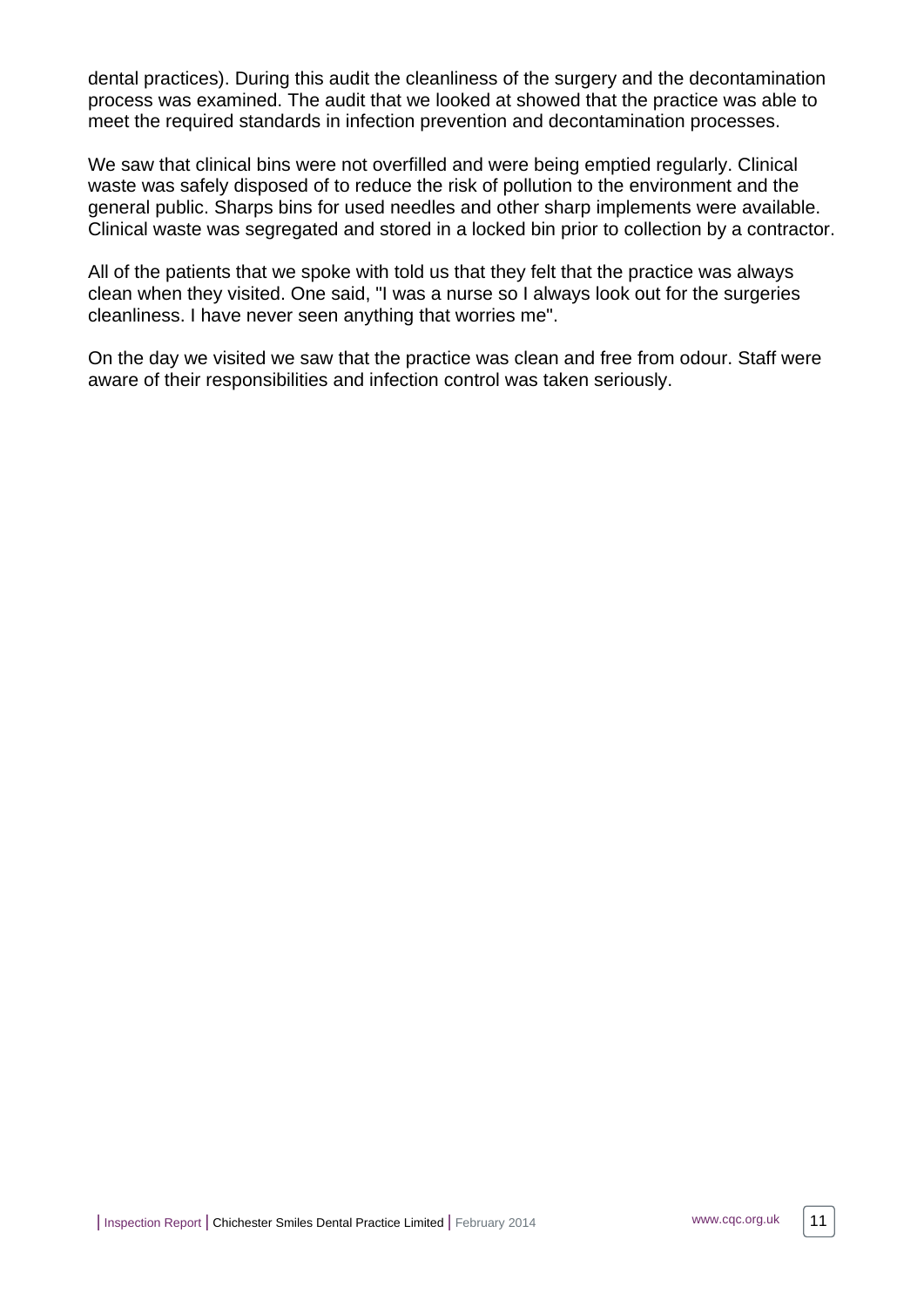dental practices). During this audit the cleanliness of the surgery and the decontamination process was examined. The audit that we looked at showed that the practice was able to meet the required standards in infection prevention and decontamination processes.

We saw that clinical bins were not overfilled and were being emptied regularly. Clinical waste was safely disposed of to reduce the risk of pollution to the environment and the general public. Sharps bins for used needles and other sharp implements were available. Clinical waste was segregated and stored in a locked bin prior to collection by a contractor.

All of the patients that we spoke with told us that they felt that the practice was always clean when they visited. One said, "I was a nurse so I always look out for the surgeries cleanliness. I have never seen anything that worries me".

On the day we visited we saw that the practice was clean and free from odour. Staff were aware of their responsibilities and infection control was taken seriously.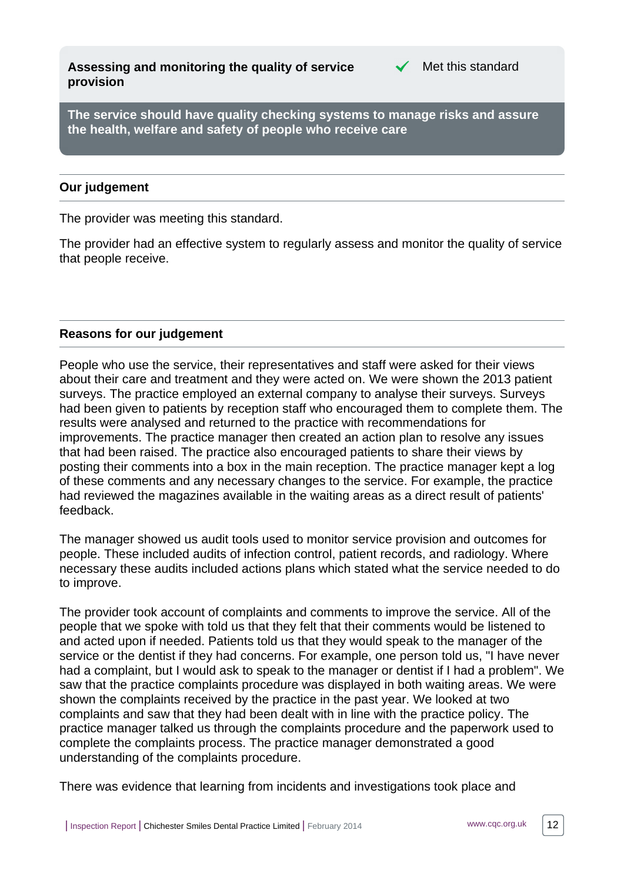## Assessing and monitoring the quality of service provision

✓ Met this standard

**The service should have quality checking systems to manage risks and assure the health, welfare and safety of people who receive care**

### Our judgement

The provider was meeting this standard.

The provider had an effective system to regularly assess and monitor the quality of service that people receive.

### Reasons for our judgement

People who use the service, their representatives and staff were asked for their views about their care and treatment and they were acted on. We were shown the 2013 patient surveys. The practice employed an external company to analyse their surveys. Surveys had been given to patients by reception staff who encouraged them to complete them. The results were analysed and returned to the practice with recommendations for improvements. The practice manager then created an action plan to resolve any issues that had been raised. The practice also encouraged patients to share their views by posting their comments into a box in the main reception. The practice manager kept a log of these comments and any necessary changes to the service. For example, the practice had reviewed the magazines available in the waiting areas as a direct result of patients' feedback.

The manager showed us audit tools used to monitor service provision and outcomes for people. These included audits of infection control, patient records, and radiology. Where necessary these audits included actions plans which stated what the service needed to do to improve.

The provider took account of complaints and comments to improve the service. All of the people that we spoke with told us that they felt that their comments would be listened to and acted upon if needed. Patients told us that they would speak to the manager of the service or the dentist if they had concerns. For example, one person told us, "I have never had a complaint, but I would ask to speak to the manager or dentist if I had a problem". We saw that the practice complaints procedure was displayed in both waiting areas. We were shown the complaints received by the practice in the past year. We looked at two complaints and saw that they had been dealt with in line with the practice policy. The practice manager talked us through the complaints procedure and the paperwork used to complete the complaints process. The practice manager demonstrated a good understanding of the complaints procedure.

There was evidence that learning from incidents and investigations took place and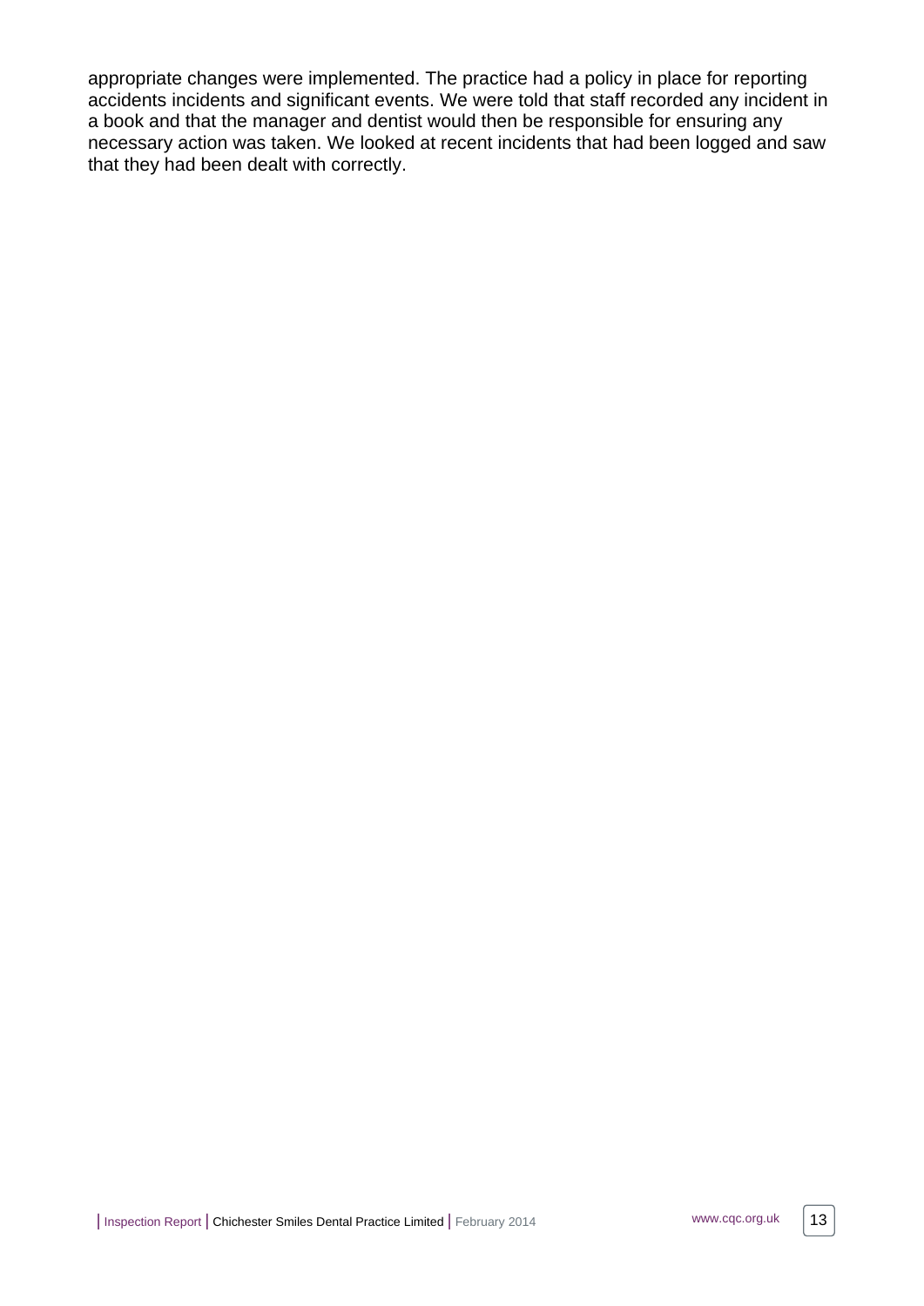appropriate changes were implemented. The practice had a policy in place for reporting accidents incidents and significant events. We were told that staff recorded any incident in a book and that the manager and dentist would then be responsible for ensuring any necessary action was taken. We looked at recent incidents that had been logged and saw that they had been dealt with correctly.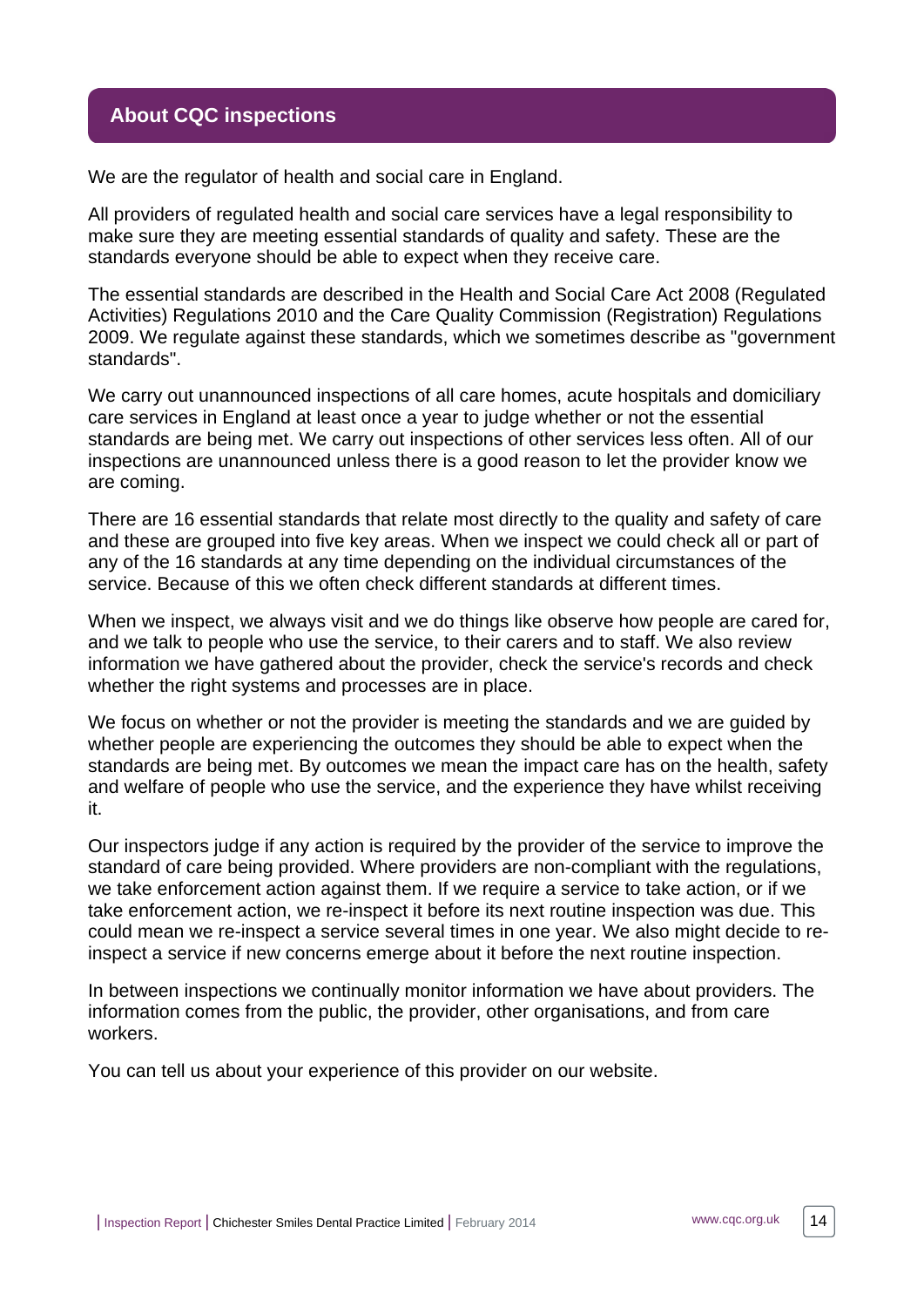## About CQC inspections

We are the regulator of health and social care in England.

All providers of regulated health and social care services have a legal responsibility to make sure they are meeting essential standards of quality and safety. These are the standards everyone should be able to expect when they receive care.

The essential standards are described in the Health and Social Care Act 2008 (Regulated Activities) Regulations 2010 and the Care Quality Commission (Registration) Regulations 2009. We regulate against these standards, which we sometimes describe as "government standards".

We carry out unannounced inspections of all care homes, acute hospitals and domiciliary care services in England at least once a year to judge whether or not the essential standards are being met. We carry out inspections of other services less often. All of our inspections are unannounced unless there is a good reason to let the provider know we are coming.

There are 16 essential standards that relate most directly to the quality and safety of care and these are grouped into five key areas. When we inspect we could check all or part of any of the 16 standards at any time depending on the individual circumstances of the service. Because of this we often check different standards at different times.

When we inspect, we always visit and we do things like observe how people are cared for, and we talk to people who use the service, to their carers and to staff. We also review information we have gathered about the provider, check the service's records and check whether the right systems and processes are in place.

We focus on whether or not the provider is meeting the standards and we are guided by whether people are experiencing the outcomes they should be able to expect when the standards are being met. By outcomes we mean the impact care has on the health, safety and welfare of people who use the service, and the experience they have whilst receiving it.

Our inspectors judge if any action is required by the provider of the service to improve the standard of care being provided. Where providers are non-compliant with the regulations, we take enforcement action against them. If we require a service to take action, or if we take enforcement action, we re-inspect it before its next routine inspection was due. This could mean we re-inspect a service several times in one year. We also might decide to re-inspect a service if new concerns emerge about it before the next routine inspection.

In between inspections we continually monitor information we have about providers. The information comes from the public, the provider, other organisations, and from care workers.

You can tell us about your experience of this provider on our website.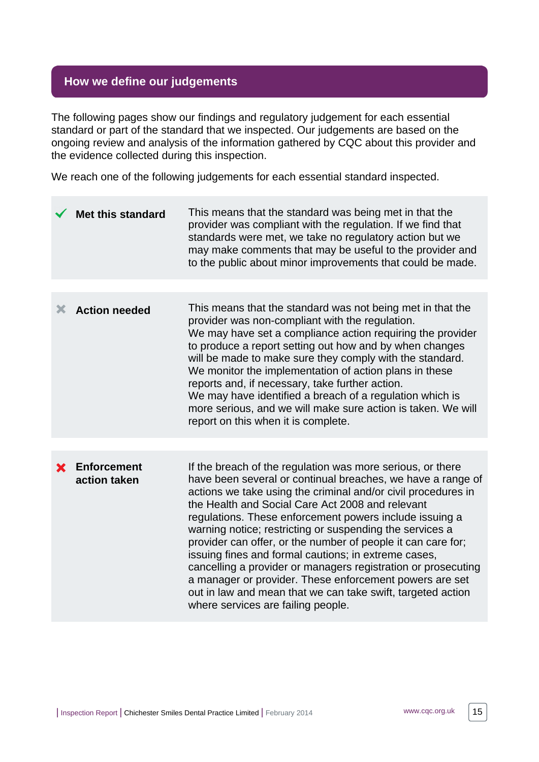## How we define our judgements

The following pages show our findings and regulatory judgement for each essential standard or part of the standard that we inspected. Our judgements are based on the ongoing review and analysis of the information gathered by CQC about this provider and the evidence collected during this inspection.

We reach one of the following judgements for each essential standard inspected.

| Judgement | Definition |
|---|---|
| ✔ **Met this standard** | This means that the standard was being met in that the provider was compliant with the regulation. If we find that standards were met, we take no regulatory action but we may make comments that may be useful to the provider and to the public about minor improvements that could be made. |
| ✖ **Action needed** | This means that the standard was not being met in that the provider was non-compliant with the regulation. We may have set a compliance action requiring the provider to produce a report setting out how and by when changes will be made to make sure they comply with the standard. We monitor the implementation of action plans in these reports and, if necessary, take further action. We may have identified a breach of a regulation which is more serious, and we will make sure action is taken. We will report on this when it is complete. |
| ✖ **Enforcement action taken** | If the breach of the regulation was more serious, or there have been several or continual breaches, we have a range of actions we take using the criminal and/or civil procedures in the Health and Social Care Act 2008 and relevant regulations. These enforcement powers include issuing a warning notice; restricting or suspending the services a provider can offer, or the number of people it can care for; issuing fines and formal cautions; in extreme cases, cancelling a provider or managers registration or prosecuting a manager or provider. These enforcement powers are set out in law and mean that we can take swift, targeted action where services are failing people. |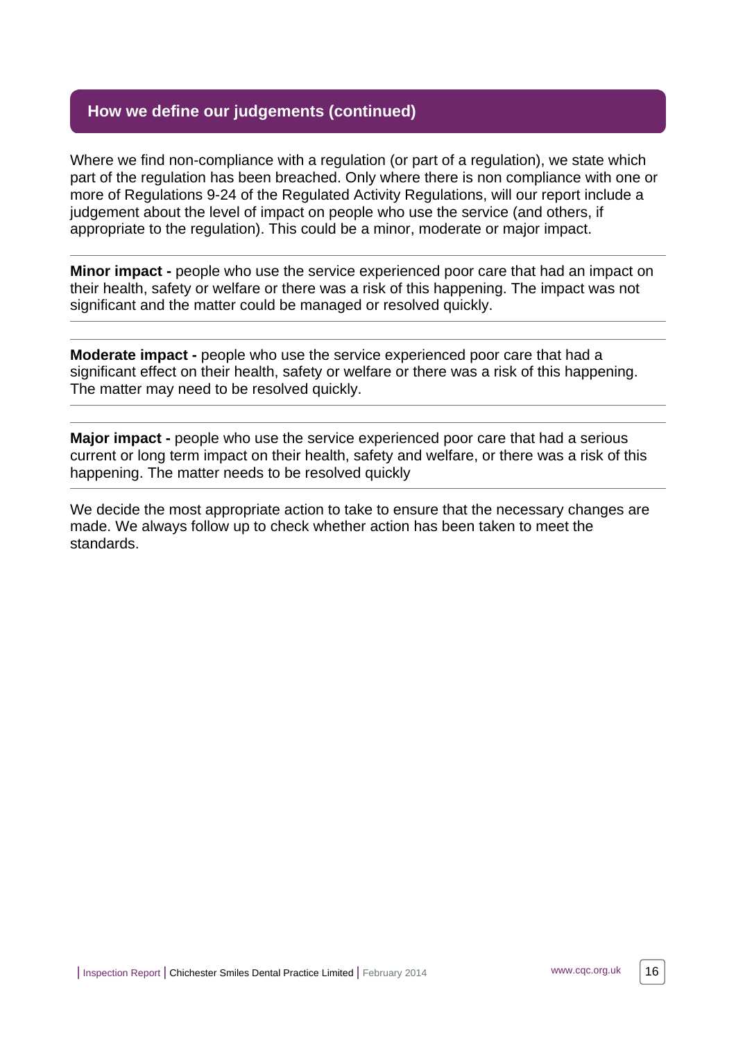## How we define our judgements (continued)

Where we find non-compliance with a regulation (or part of a regulation), we state which part of the regulation has been breached. Only where there is non compliance with one or more of Regulations 9-24 of the Regulated Activity Regulations, will our report include a judgement about the level of impact on people who use the service (and others, if appropriate to the regulation). This could be a minor, moderate or major impact.

---

**Minor impact -** people who use the service experienced poor care that had an impact on their health, safety or welfare or there was a risk of this happening. The impact was not significant and the matter could be managed or resolved quickly.

---

**Moderate impact -** people who use the service experienced poor care that had a significant effect on their health, safety or welfare or there was a risk of this happening. The matter may need to be resolved quickly.

---

**Major impact -** people who use the service experienced poor care that had a serious current or long term impact on their health, safety and welfare, or there was a risk of this happening. The matter needs to be resolved quickly

---

We decide the most appropriate action to take to ensure that the necessary changes are made. We always follow up to check whether action has been taken to meet the standards.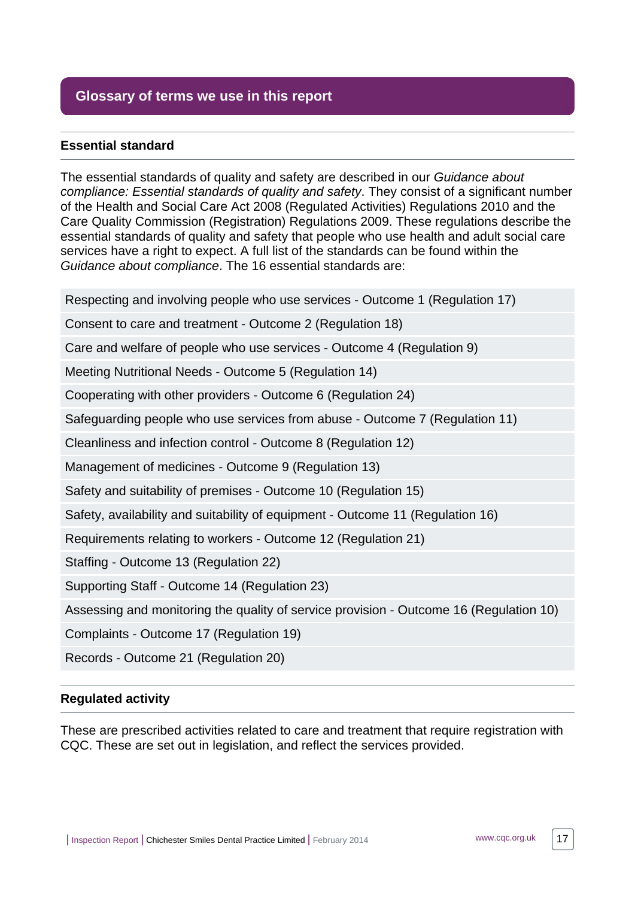## Glossary of terms we use in this report

### Essential standard

The essential standards of quality and safety are described in our *Guidance about compliance: Essential standards of quality and safety*. They consist of a significant number of the Health and Social Care Act 2008 (Regulated Activities) Regulations 2010 and the Care Quality Commission (Registration) Regulations 2009. These regulations describe the essential standards of quality and safety that people who use health and adult social care services have a right to expect. A full list of the standards can be found within the *Guidance about compliance*. The 16 essential standards are:

- Respecting and involving people who use services - Outcome 1 (Regulation 17)
- Consent to care and treatment - Outcome 2 (Regulation 18)
- Care and welfare of people who use services - Outcome 4 (Regulation 9)
- Meeting Nutritional Needs - Outcome 5 (Regulation 14)
- Cooperating with other providers - Outcome 6 (Regulation 24)
- Safeguarding people who use services from abuse - Outcome 7 (Regulation 11)
- Cleanliness and infection control - Outcome 8 (Regulation 12)
- Management of medicines - Outcome 9 (Regulation 13)
- Safety and suitability of premises - Outcome 10 (Regulation 15)
- Safety, availability and suitability of equipment - Outcome 11 (Regulation 16)
- Requirements relating to workers - Outcome 12 (Regulation 21)
- Staffing - Outcome 13 (Regulation 22)
- Supporting Staff - Outcome 14 (Regulation 23)
- Assessing and monitoring the quality of service provision - Outcome 16 (Regulation 10)
- Complaints - Outcome 17 (Regulation 19)
- Records - Outcome 21 (Regulation 20)

### Regulated activity

These are prescribed activities related to care and treatment that require registration with CQC. These are set out in legislation, and reflect the services provided.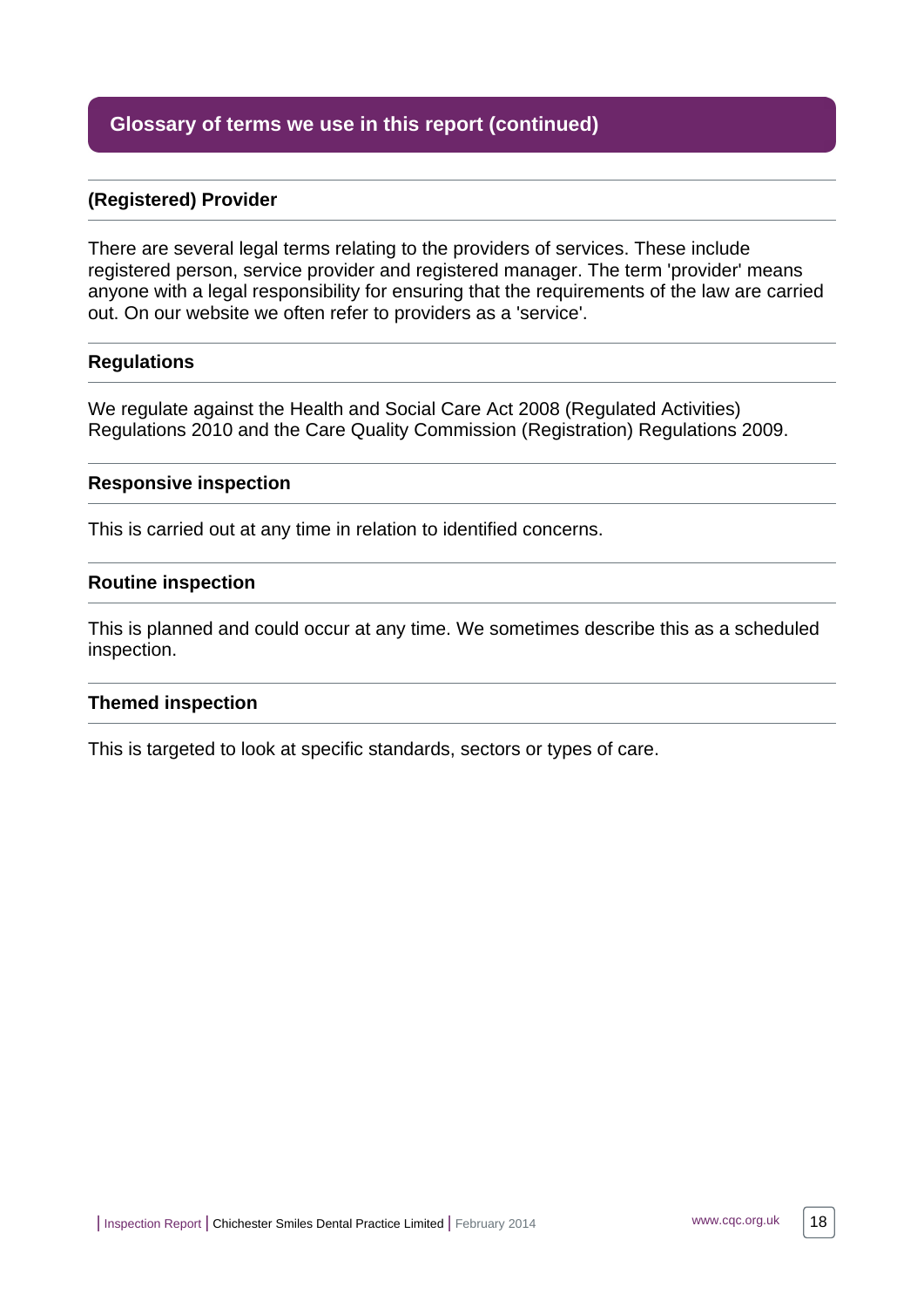## Glossary of terms we use in this report (continued)

### (Registered) Provider

There are several legal terms relating to the providers of services. These include registered person, service provider and registered manager. The term 'provider' means anyone with a legal responsibility for ensuring that the requirements of the law are carried out. On our website we often refer to providers as a 'service'.

### Regulations

We regulate against the Health and Social Care Act 2008 (Regulated Activities) Regulations 2010 and the Care Quality Commission (Registration) Regulations 2009.

### Responsive inspection

This is carried out at any time in relation to identified concerns.

### Routine inspection

This is planned and could occur at any time. We sometimes describe this as a scheduled inspection.

### Themed inspection

This is targeted to look at specific standards, sectors or types of care.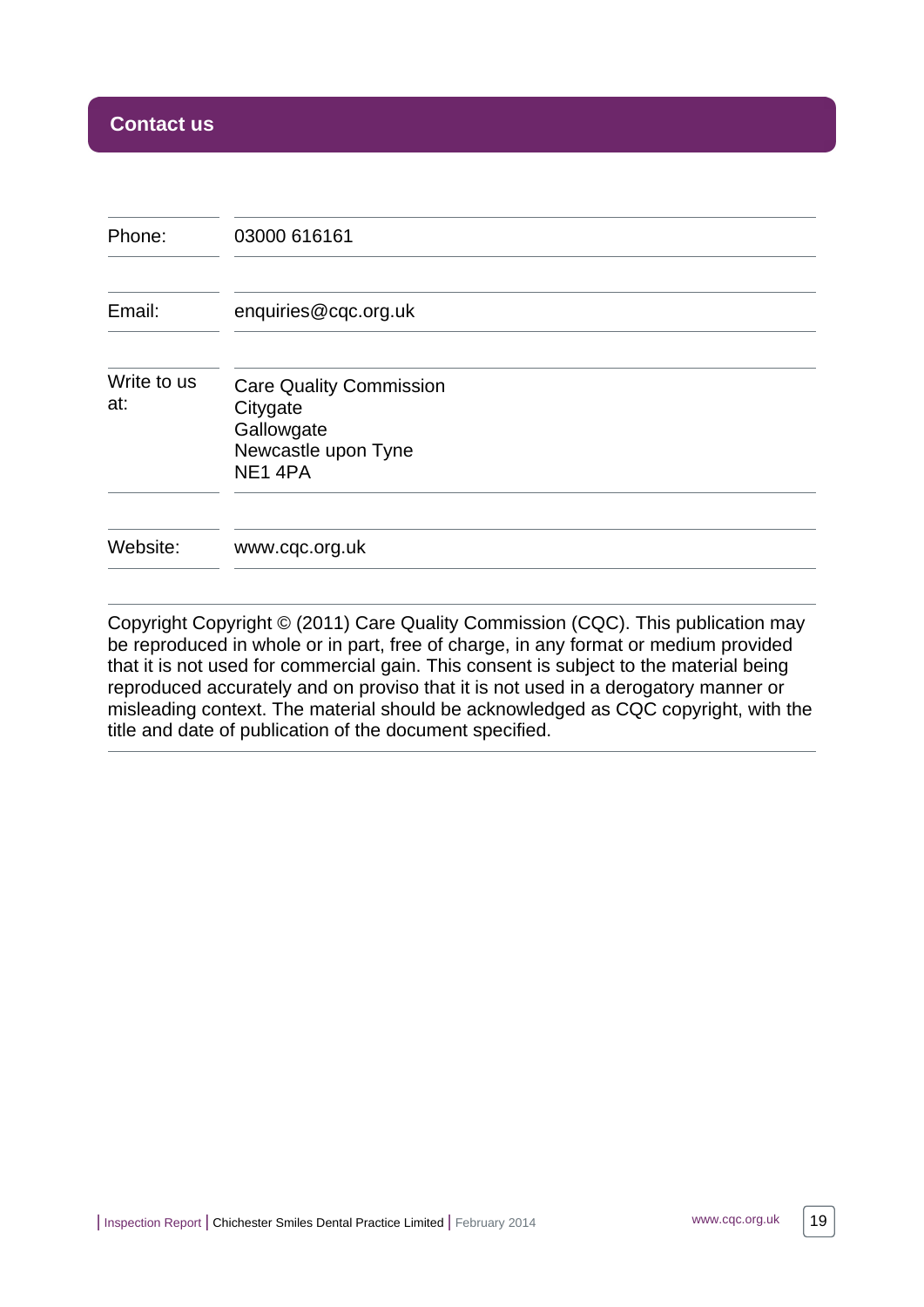## Contact us

| | |
|---|---|
| Phone: | 03000 616161 |
| Email: | enquiries@cqc.org.uk |
| Write to us at: | Care Quality Commission<br>Citygate<br>Gallowgate<br>Newcastle upon Tyne<br>NE1 4PA |
| Website: | www.cqc.org.uk |

Copyright Copyright © (2011) Care Quality Commission (CQC). This publication may be reproduced in whole or in part, free of charge, in any format or medium provided that it is not used for commercial gain. This consent is subject to the material being reproduced accurately and on proviso that it is not used in a derogatory manner or misleading context. The material should be acknowledged as CQC copyright, with the title and date of publication of the document specified.